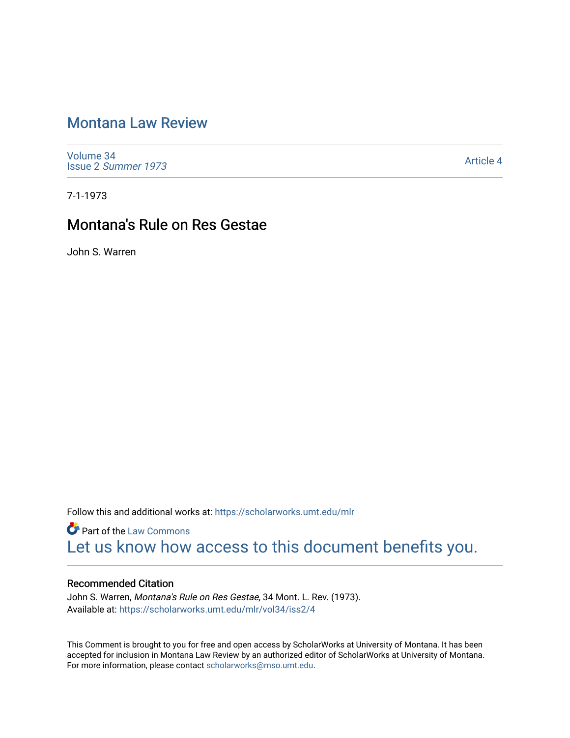# Montana Law Review

Volume 34
Issue 2 *Summer 1973*

Article 4

7-1-1973

## Montana's Rule on Res Gestae

John S. Warren

Follow this and additional works at: https://scholarworks.umt.edu/mlr

Part of the Law Commons

Let us know how access to this document benefits you.

### Recommended Citation

John S. Warren, *Montana's Rule on Res Gestae,* 34 Mont. L. Rev. (1973).
Available at: https://scholarworks.umt.edu/mlr/vol34/iss2/4

This Comment is brought to you for free and open access by ScholarWorks at University of Montana. It has been accepted for inclusion in Montana Law Review by an authorized editor of ScholarWorks at University of Montana. For more information, please contact scholarworks@mso.umt.edu.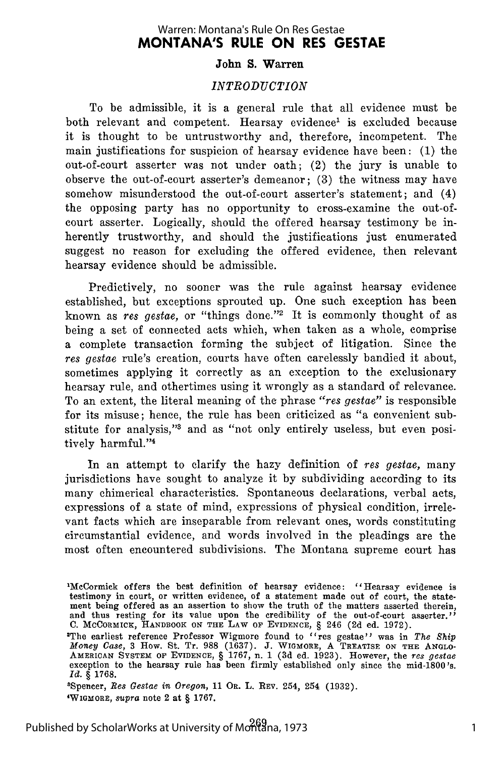# MONTANA'S RULE ON RES GESTAE

John S. Warren

*INTRODUCTION*

To be admissible, it is a general rule that all evidence must be both relevant and competent. Hearsay evidence[1] is excluded because it is thought to be untrustworthy and, therefore, incompetent. The main justifications for suspicion of hearsay evidence have been: (1) the out-of-court asserter was not under oath; (2) the jury is unable to observe the out-of-court asserter's demeanor; (3) the witness may have somehow misunderstood the out-of-court asserter's statement; and (4) the opposing party has no opportunity to cross-examine the out-of-court asserter. Logically, should the offered hearsay testimony be inherently trustworthy, and should the justifications just enumerated suggest no reason for excluding the offered evidence, then relevant hearsay evidence should be admissible.

Predictively, no sooner was the rule against hearsay evidence established, but exceptions sprouted up. One such exception has been known as *res gestae*, or "things done."[2] It is commonly thought of as being a set of connected acts which, when taken as a whole, comprise a complete transaction forming the subject of litigation. Since the *res gestae* rule's creation, courts have often carelessly bandied it about, sometimes applying it correctly as an exception to the exclusionary hearsay rule, and othertimes using it wrongly as a standard of relevance. To an extent, the literal meaning of the phrase *"res gestae"* is responsible for its misuse; hence, the rule has been criticized as "a convenient substitute for analysis,"[3] and as "not only entirely useless, but even positively harmful."[4]

In an attempt to clarify the hazy definition of *res gestae,* many jurisdictions have sought to analyze it by subdividing according to its many chimerical characteristics. Spontaneous declarations, verbal acts, expressions of a state of mind, expressions of physical condition, irrelevant facts which are inseparable from relevant ones, words constituting circumstantial evidence, and words involved in the pleadings are the most often encountered subdivisions. The Montana supreme court has

---

[1]McCormick offers the best definition of hearsay evidence: "Hearsay evidence is testimony in court, or written evidence, of a statement made out of court, the statement being offered as an assertion to show the truth of the matters asserted therein, and thus resting for its value upon the credibility of the out-of-court asserter." C. McCormick, Handbook on the Law of Evidence, § 246 (2d ed. 1972).

[2]The earliest reference Professor Wigmore found to "res gestae" was in *The Ship Money Case*, 3 How. St. Tr. 988 (1637). J. Wigmore, A Treatise on the Anglo-American System of Evidence, § 1767, n. 1 (3d ed. 1923). However, the *res gestae* exception to the hearsay rule has been firmly established only since the mid-1800's. *Id.* § 1768.

[3]Spencer, *Res Gestae in Oregon*, 11 Or. L. Rev. 254, 254 (1932).

[4]Wigmore, *supra* note 2 at § 1767.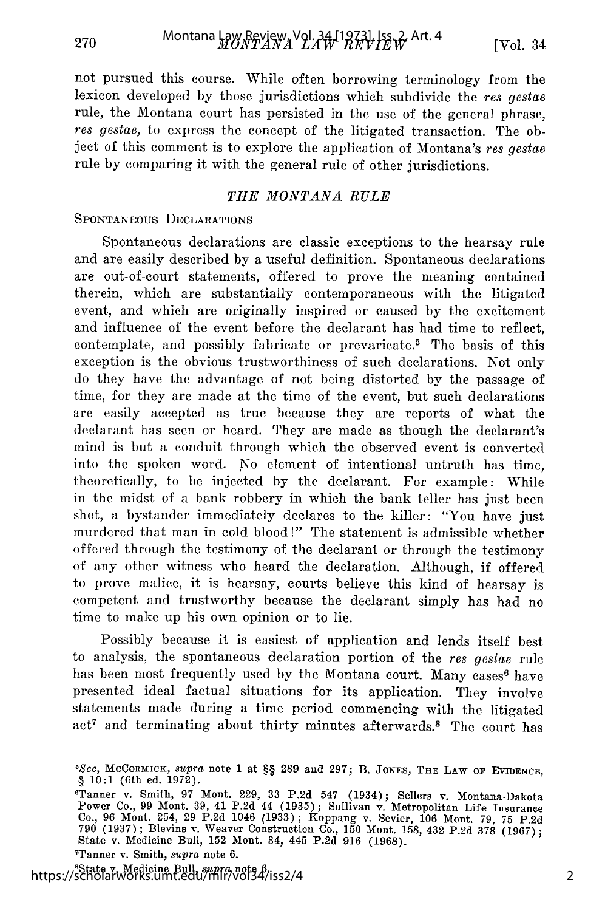not pursued this course. While often borrowing terminology from the lexicon developed by those jurisdictions which subdivide the *res gestae* rule, the Montana court has persisted in the use of the general phrase, *res gestae,* to express the concept of the litigated transaction. The object of this comment is to explore the application of Montana's *res gestae* rule by comparing it with the general rule of other jurisdictions.

## *THE MONTANA RULE*

### SPONTANEOUS DECLARATIONS

Spontaneous declarations are classic exceptions to the hearsay rule and are easily described by a useful definition. Spontaneous declarations are out-of-court statements, offered to prove the meaning contained therein, which are substantially contemporaneous with the litigated event, and which are originally inspired or caused by the excitement and influence of the event before the declarant has had time to reflect, contemplate, and possibly fabricate or prevaricate.[5] The basis of this exception is the obvious trustworthiness of such declarations. Not only do they have the advantage of not being distorted by the passage of time, for they are made at the time of the event, but such declarations are easily accepted as true because they are reports of what the declarant has seen or heard. They are made as though the declarant's mind is but a conduit through which the observed event is converted into the spoken word. No element of intentional untruth has time, theoretically, to be injected by the declarant. For example: While in the midst of a bank robbery in which the bank teller has just been shot, a bystander immediately declares to the killer: "You have just murdered that man in cold blood!" The statement is admissible whether offered through the testimony of the declarant or through the testimony of any other witness who heard the declaration. Although, if offered to prove malice, it is hearsay, courts believe this kind of hearsay is competent and trustworthy because the declarant simply has had no time to make up his own opinion or to lie.

Possibly because it is easiest of application and lends itself best to analysis, the spontaneous declaration portion of the *res gestae* rule has been most frequently used by the Montana court. Many cases[6] have presented ideal factual situations for its application. They involve statements made during a time period commencing with the litigated act[7] and terminating about thirty minutes afterwards.[8] The court has

---

[5]*See,* McCORMICK, *supra* note 1 at §§ 289 and 297; B. JONES, THE LAW OF EVIDENCE, § 10:1 (6th ed. 1972).

[6]Tanner v. Smith, 97 Mont. 229, 33 P.2d 547 (1934); Sellers v. Montana-Dakota Power Co., 99 Mont. 39, 41 P.2d 44 (1935); Sullivan v. Metropolitan Life Insurance Co., 96 Mont. 254, 29 P.2d 1046 (1933); Koppang v. Sevier, 106 Mont. 79, 75 P.2d 790 (1937); Blevins v. Weaver Construction Co., 150 Mont. 158, 432 P.2d 378 (1967); State v. Medicine Bull, 152 Mont. 34, 445 P.2d 916 (1968).

[7]Tanner v. Smith, *supra* note 6.

[8]State v. Medicine Bull, *supra* note 6.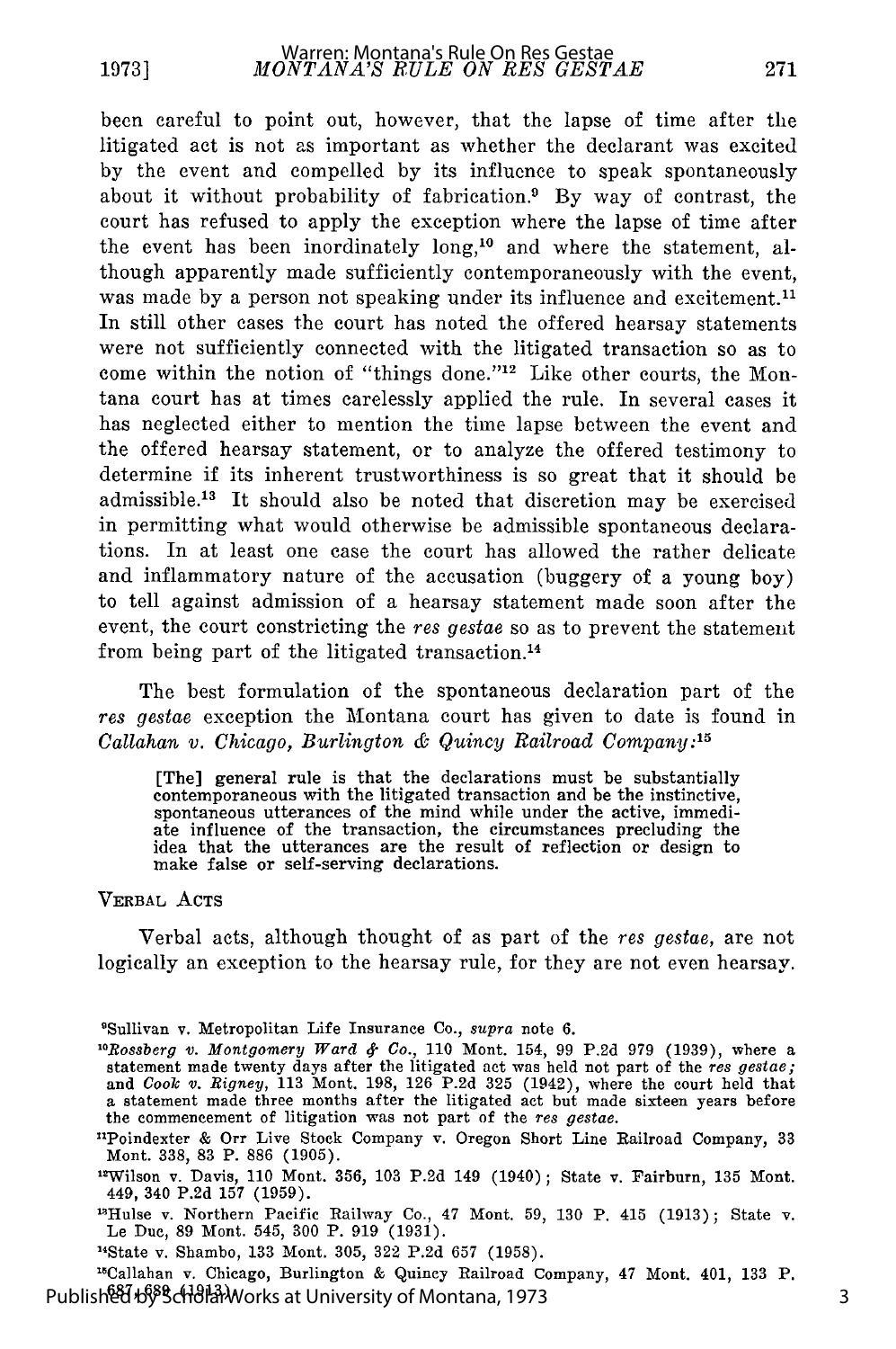been careful to point out, however, that the lapse of time after the litigated act is not as important as whether the declarant was excited by the event and compelled by its influence to speak spontaneously about it without probability of fabrication.[9] By way of contrast, the court has refused to apply the exception where the lapse of time after the event has been inordinately long,[10] and where the statement, although apparently made sufficiently contemporaneously with the event, was made by a person not speaking under its influence and excitement.[11] In still other cases the court has noted the offered hearsay statements were not sufficiently connected with the litigated transaction so as to come within the notion of "things done."[12] Like other courts, the Montana court has at times carelessly applied the rule. In several cases it has neglected either to mention the time lapse between the event and the offered hearsay statement, or to analyze the offered testimony to determine if its inherent trustworthiness is so great that it should be admissible.[13] It should also be noted that discretion may be exercised in permitting what would otherwise be admissible spontaneous declarations. In at least one case the court has allowed the rather delicate and inflammatory nature of the accusation (buggery of a young boy) to tell against admission of a hearsay statement made soon after the event, the court constricting the *res gestae* so as to prevent the statement from being part of the litigated transaction.[14]

The best formulation of the spontaneous declaration part of the *res gestae* exception the Montana court has given to date is found in *Callahan v. Chicago, Burlington & Quincy Railroad Company*:[15]

> [The] general rule is that the declarations must be substantially contemporaneous with the litigated transaction and be the instinctive, spontaneous utterances of the mind while under the active, immediate influence of the transaction, the circumstances precluding the idea that the utterances are the result of reflection or design to make false or self-serving declarations.

### VERBAL ACTS

Verbal acts, although thought of as part of the *res gestae*, are not logically an exception to the hearsay rule, for they are not even hearsay.

---

[9] Sullivan v. Metropolitan Life Insurance Co., *supra* note 6.

[10] *Rossberg v. Montgomery Ward & Co.*, 110 Mont. 154, 99 P.2d 979 (1939), where a statement made twenty days after the litigated act was held not part of the *res gestae*; and *Cook v. Rigney*, 113 Mont. 198, 126 P.2d 325 (1942), where the court held that a statement made three months after the litigated act but made sixteen years before the commencement of litigation was not part of the *res gestae*.

[11] Poindexter & Orr Live Stock Company v. Oregon Short Line Railroad Company, 33 Mont. 338, 83 P. 886 (1905).

[12] Wilson v. Davis, 110 Mont. 356, 103 P.2d 149 (1940); State v. Fairburn, 135 Mont. 449, 340 P.2d 157 (1959).

[13] Hulse v. Northern Pacific Railway Co., 47 Mont. 59, 130 P. 415 (1913); State v. Le Duc, 89 Mont. 545, 300 P. 919 (1931).

[14] State v. Shambo, 133 Mont. 305, 322 P.2d 657 (1958).

[15] Callahan v. Chicago, Burlington & Quincy Railroad Company, 47 Mont. 401, 133 P. 687, 689 (1913).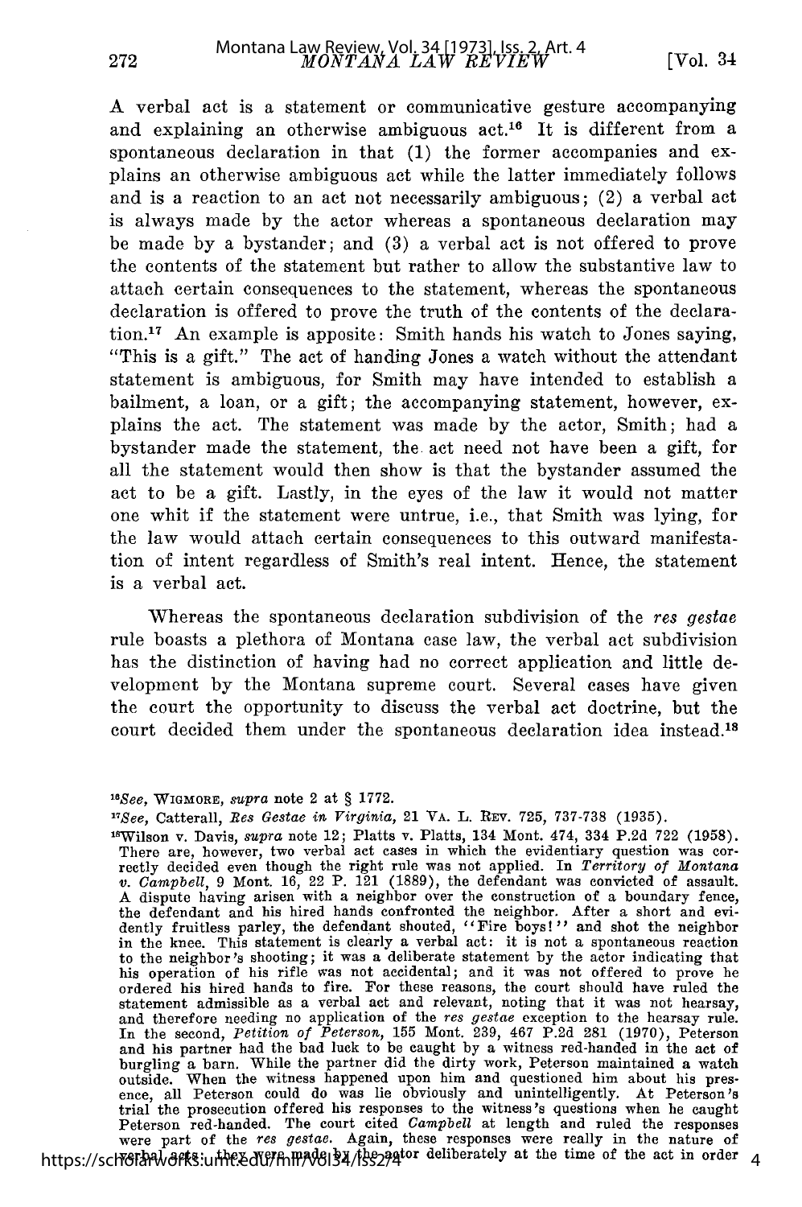A verbal act is a statement or communicative gesture accompanying and explaining an otherwise ambiguous act.[16] It is different from a spontaneous declaration in that (1) the former accompanies and explains an otherwise ambiguous act while the latter immediately follows and is a reaction to an act not necessarily ambiguous; (2) a verbal act is always made by the actor whereas a spontaneous declaration may be made by a bystander; and (3) a verbal act is not offered to prove the contents of the statement but rather to allow the substantive law to attach certain consequences to the statement, whereas the spontaneous declaration is offered to prove the truth of the contents of the declaration.[17] An example is apposite: Smith hands his watch to Jones saying, "This is a gift." The act of handing Jones a watch without the attendant statement is ambiguous, for Smith may have intended to establish a bailment, a loan, or a gift; the accompanying statement, however, explains the act. The statement was made by the actor, Smith; had a bystander made the statement, the act need not have been a gift, for all the statement would then show is that the bystander assumed the act to be a gift. Lastly, in the eyes of the law it would not matter one whit if the statement were untrue, i.e., that Smith was lying, for the law would attach certain consequences to this outward manifestation of intent regardless of Smith's real intent. Hence, the statement is a verbal act.

Whereas the spontaneous declaration subdivision of the *res gestae* rule boasts a plethora of Montana case law, the verbal act subdivision has the distinction of having had no correct application and little development by the Montana supreme court. Several cases have given the court the opportunity to discuss the verbal act doctrine, but the court decided them under the spontaneous declaration idea instead.[18]

---

[16]*See*, WIGMORE, *supra* note 2 at § 1772.

[17]*See*, Catterall, *Res Gestae in Virginia*, 21 VA. L. REV. 725, 737-738 (1935).

[18]Wilson v. Davis, *supra* note 12; Platts v. Platts, 134 Mont. 474, 334 P.2d 722 (1958). There are, however, two verbal act cases in which the evidentiary question was correctly decided even though the right rule was not applied. In *Territory of Montana v. Campbell*, 9 Mont. 16, 22 P. 121 (1889), the defendant was convicted of assault. A dispute having arisen with a neighbor over the construction of a boundary fence, the defendant and his hired hands confronted the neighbor. After a short and evidently fruitless parley, the defendant shouted, "Fire boys!" and shot the neighbor in the knee. This statement is clearly a verbal act: it is not a spontaneous reaction to the neighbor's shooting; it was a deliberate statement by the actor indicating that his operation of his rifle was not accidental; and it was not offered to prove he ordered his hired hands to fire. For these reasons, the court should have ruled the statement admissible as a verbal act and relevant, noting that it was not hearsay, and therefore needing no application of the *res gestae* exception to the hearsay rule. In the second, *Petition of Peterson*, 155 Mont. 239, 467 P.2d 281 (1970), Peterson and his partner had the bad luck to be caught by a witness red-handed in the act of burgling a barn. While the partner did the dirty work, Peterson maintained a watch outside. When the witness happened upon him and questioned him about his presence, all Peterson could do was lie obviously and unintelligently. At Peterson's trial the prosecution offered his responses to the witness's questions when he caught Peterson red-handed. The court cited *Campbell* at length and ruled the responses were part of the *res gestae*. Again, these responses were really in the nature of verbal acts: they were made by the actor deliberately at the time of the act in order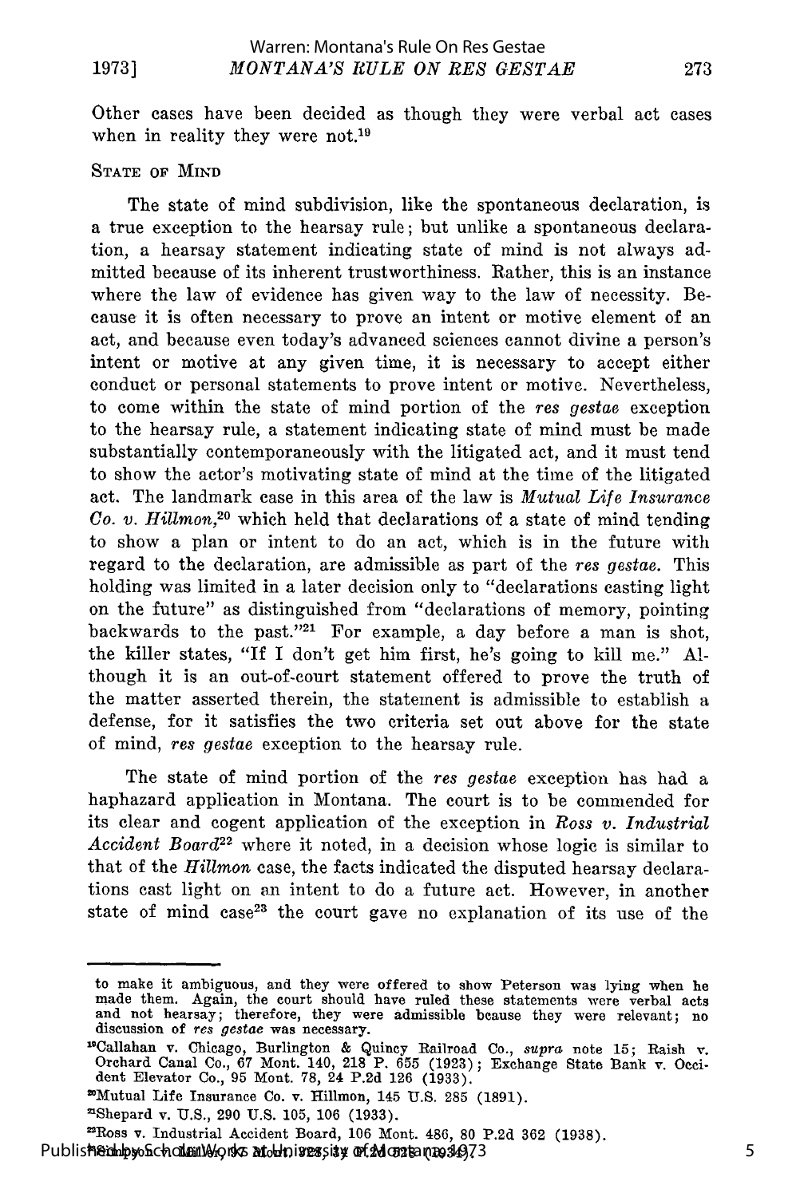Other cases have been decided as though they were verbal act cases when in reality they were not.[19]

STATE OF MIND

The state of mind subdivision, like the spontaneous declaration, is a true exception to the hearsay rule; but unlike a spontaneous declaration, a hearsay statement indicating state of mind is not always admitted because of its inherent trustworthiness. Rather, this is an instance where the law of evidence has given way to the law of necessity. Because it is often necessary to prove an intent or motive element of an act, and because even today's advanced sciences cannot divine a person's intent or motive at any given time, it is necessary to accept either conduct or personal statements to prove intent or motive. Nevertheless, to come within the state of mind portion of the *res gestae* exception to the hearsay rule, a statement indicating state of mind must be made substantially contemporaneously with the litigated act, and it must tend to show the actor's motivating state of mind at the time of the litigated act. The landmark case in this area of the law is *Mutual Life Insurance Co. v. Hillmon*,[20] which held that declarations of a state of mind tending to show a plan or intent to do an act, which is in the future with regard to the declaration, are admissible as part of the *res gestae*. This holding was limited in a later decision only to "declarations casting light on the future" as distinguished from "declarations of memory, pointing backwards to the past."[21] For example, a day before a man is shot, the killer states, "If I don't get him first, he's going to kill me." Although it is an out-of-court statement offered to prove the truth of the matter asserted therein, the statement is admissible to establish a defense, for it satisfies the two criteria set out above for the state of mind, *res gestae* exception to the hearsay rule.

The state of mind portion of the *res gestae* exception has had a haphazard application in Montana. The court is to be commended for its clear and cogent application of the exception in *Ross v. Industrial Accident Board*[22] where it noted, in a decision whose logic is similar to that of the *Hillmon* case, the facts indicated the disputed hearsay declarations cast light on an intent to do a future act. However, in another state of mind case[23] the court gave no explanation of its use of the

---

to make it ambiguous, and they were offered to show Peterson was lying when he made them. Again, the court should have ruled these statements were verbal acts and not hearsay; therefore, they were admissible bcause they were relevant; no discussion of *res gestae* was necessary.

[19]Callahan v. Chicago, Burlington & Quincy Railroad Co., *supra* note 15; Raish v. Orchard Canal Co., 67 Mont. 140, 218 P. 655 (1923); Exchange State Bank v. Occident Elevator Co., 95 Mont. 78, 24 P.2d 126 (1933).

[20]Mutual Life Insurance Co. v. Hillmon, 145 U.S. 285 (1891).

[21]Shepard v. U.S., 290 U.S. 105, 106 (1933).

[22]Ross v. Industrial Accident Board, 106 Mont. 486, 80 P.2d 362 (1938).

[23]State v. Newman, 162 Mont. 450, 513 P.2d 258 (1973).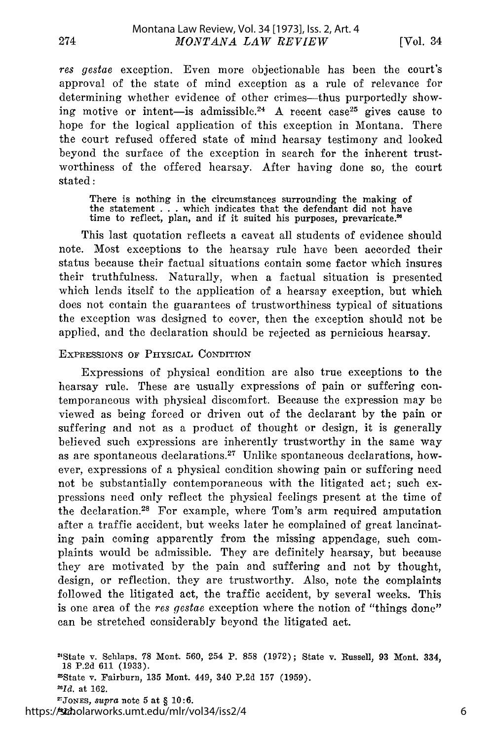*res gestae* exception. Even more objectionable has been the court's approval of the state of mind exception as a rule of relevance for determining whether evidence of other crimes—thus purportedly showing motive or intent—is admissible.[24] A recent case[25] gives cause to hope for the logical application of this exception in Montana. There the court refused offered state of mind hearsay testimony and looked beyond the surface of the exception in search for the inherent trustworthiness of the offered hearsay. After having done so, the court stated:

> There is nothing in the circumstances surrounding the making of the statement . . . which indicates that the defendant did not have time to reflect, plan, and if it suited his purposes, prevaricate.[26]

This last quotation reflects a caveat all students of evidence should note. Most exceptions to the hearsay rule have been accorded their status because their factual situations contain some factor which insures their truthfulness. Naturally, when a factual situation is presented which lends itself to the application of a hearsay exception, but which does not contain the guarantees of trustworthiness typical of situations the exception was designed to cover, then the exception should not be applied, and the declaration should be rejected as pernicious hearsay.

### EXPRESSIONS OF PHYSICAL CONDITION

Expressions of physical condition are also true exceptions to the hearsay rule. These are usually expressions of pain or suffering contemporaneous with physical discomfort. Because the expression may be viewed as being forced or driven out of the declarant by the pain or suffering and not as a product of thought or design, it is generally believed such expressions are inherently trustworthy in the same way as are spontaneous declarations.[27] Unlike spontaneous declarations, however, expressions of a physical condition showing pain or suffering need not be substantially contemporaneous with the litigated act; such expressions need only reflect the physical feelings present at the time of the declaration.[28] For example, where Tom's arm required amputation after a traffic accident, but weeks later he complained of great lancinating pain coming apparently from the missing appendage, such complaints would be admissible. They are definitely hearsay, but because they are motivated by the pain and suffering and not by thought, design, or reflection, they are trustworthy. Also, note the complaints followed the litigated act, the traffic accident, by several weeks. This is one area of the *res gestae* exception where the notion of "things done" can be stretched considerably beyond the litigated act.

---

[24] State v. Schlaps, 78 Mont. 560, 254 P. 858 (1972); State v. Russell, 93 Mont. 334, 18 P.2d 611 (1933).

[25] State v. Fairburn, 135 Mont. 449, 340 P.2d 157 (1959).

[26] *Id.* at 162.

[27] JONES, *supra* note 5 at § 10:6.

[28] *Id.*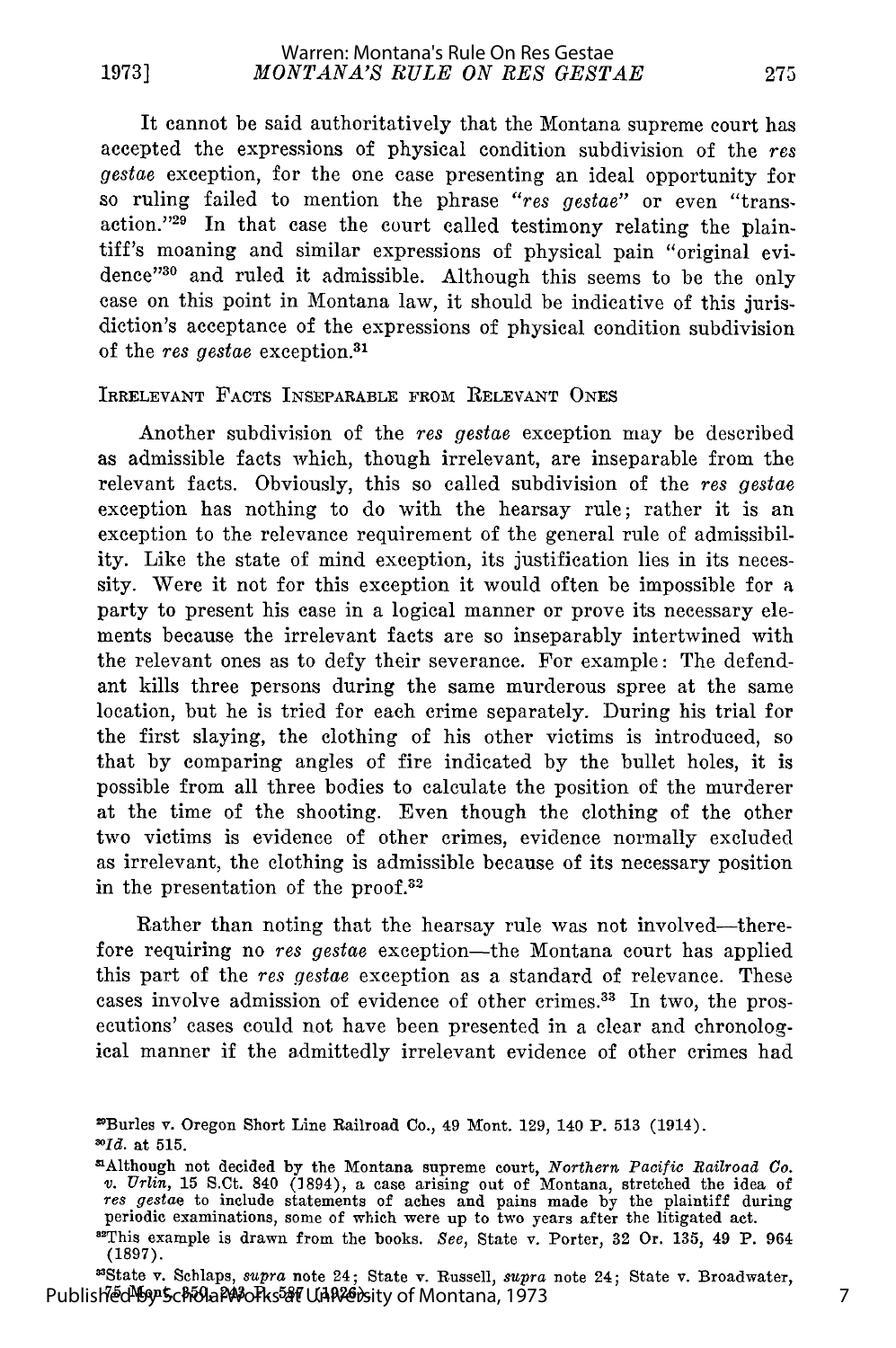It cannot be said authoritatively that the Montana supreme court has accepted the expressions of physical condition subdivision of the *res gestae* exception, for the one case presenting an ideal opportunity for so ruling failed to mention the phrase "*res gestae*" or even "transaction."[29] In that case the court called testimony relating the plaintiff's moaning and similar expressions of physical pain "original evidence"[30] and ruled it admissible. Although this seems to be the only case on this point in Montana law, it should be indicative of this jurisdiction's acceptance of the expressions of physical condition subdivision of the *res gestae* exception.[31]

## IRRELEVANT FACTS INSEPARABLE FROM RELEVANT ONES

Another subdivision of the *res gestae* exception may be described as admissible facts which, though irrelevant, are inseparable from the relevant facts. Obviously, this so called subdivision of the *res gestae* exception has nothing to do with the hearsay rule; rather it is an exception to the relevance requirement of the general rule of admissibility. Like the state of mind exception, its justification lies in its necessity. Were it not for this exception it would often be impossible for a party to present his case in a logical manner or prove its necessary elements because the irrelevant facts are so inseparably intertwined with the relevant ones as to defy their severance. For example: The defendant kills three persons during the same murderous spree at the same location, but he is tried for each crime separately. During his trial for the first slaying, the clothing of his other victims is introduced, so that by comparing angles of fire indicated by the bullet holes, it is possible from all three bodies to calculate the position of the murderer at the time of the shooting. Even though the clothing of the other two victims is evidence of other crimes, evidence normally excluded as irrelevant, the clothing is admissible because of its necessary position in the presentation of the proof.[32]

Rather than noting that the hearsay rule was not involved—therefore requiring no *res gestae* exception—the Montana court has applied this part of the *res gestae* exception as a standard of relevance. These cases involve admission of evidence of other crimes.[33] In two, the prosecutions' cases could not have been presented in a clear and chronological manner if the admittedly irrelevant evidence of other crimes had

---

[29] Burles v. Oregon Short Line Railroad Co., 49 Mont. 129, 140 P. 513 (1914).

[30] *Id.* at 515.

[31] Although not decided by the Montana supreme court, *Northern Pacific Railroad Co. v. Urlin*, 15 S.Ct. 840 (1894), a case arising out of Montana, stretched the idea of *res gestae* to include statements of aches and pains made by the plaintiff during periodic examinations, some of which were up to two years after the litigated act.

[32] This example is drawn from the books. *See*, State v. Porter, 32 Or. 135, 49 P. 964 (1897).

[33] State v. Schlaps, *supra* note 24; State v. Russell, *supra* note 24; State v. Broadwater, 75 Mont. 559, 243 P. 587 (1926).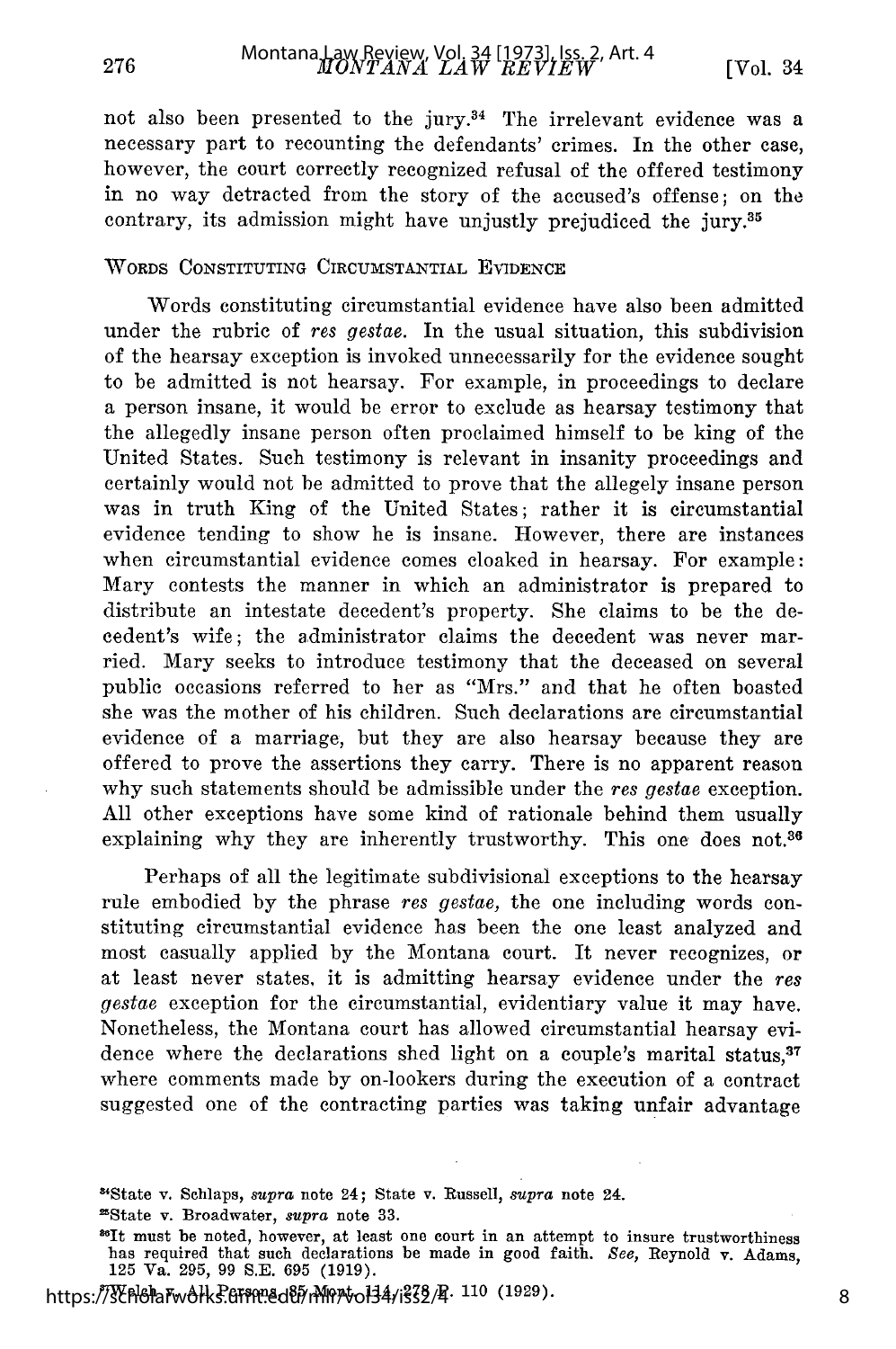not also been presented to the jury.[34] The irrelevant evidence was a necessary part to recounting the defendants' crimes. In the other case, however, the court correctly recognized refusal of the offered testimony in no way detracted from the story of the accused's offense; on the contrary, its admission might have unjustly prejudiced the jury.[35]

### WORDS CONSTITUTING CIRCUMSTANTIAL EVIDENCE

Words constituting circumstantial evidence have also been admitted under the rubric of *res gestae*. In the usual situation, this subdivision of the hearsay exception is invoked unnecessarily for the evidence sought to be admitted is not hearsay. For example, in proceedings to declare a person insane, it would be error to exclude as hearsay testimony that the allegedly insane person often proclaimed himself to be king of the United States. Such testimony is relevant in insanity proceedings and certainly would not be admitted to prove that the allegely insane person was in truth King of the United States; rather it is circumstantial evidence tending to show he is insane. However, there are instances when circumstantial evidence comes cloaked in hearsay. For example: Mary contests the manner in which an administrator is prepared to distribute an intestate decedent's property. She claims to be the decedent's wife; the administrator claims the decedent was never married. Mary seeks to introduce testimony that the deceased on several public occasions referred to her as "Mrs." and that he often boasted she was the mother of his children. Such declarations are circumstantial evidence of a marriage, but they are also hearsay because they are offered to prove the assertions they carry. There is no apparent reason why such statements should be admissible under the *res gestae* exception. All other exceptions have some kind of rationale behind them usually explaining why they are inherently trustworthy. This one does not.[36]

Perhaps of all the legitimate subdivisional exceptions to the hearsay rule embodied by the phrase *res gestae*, the one including words constituting circumstantial evidence has been the one least analyzed and most casually applied by the Montana court. It never recognizes, or at least never states, it is admitting hearsay evidence under the *res gestae* exception for the circumstantial, evidentiary value it may have. Nonetheless, the Montana court has allowed circumstantial hearsay evidence where the declarations shed light on a couple's marital status,[37] where comments made by on-lookers during the execution of a contract suggested one of the contracting parties was taking unfair advantage

---

[34] State v. Schlaps, *supra* note 24; State v. Russell, *supra* note 24.

[35] State v. Broadwater, *supra* note 33.

[36] It must be noted, however, at least one court in an attempt to insure trustworthiness has required that such declarations be made in good faith. *See*, Reynold v. Adams, 125 Va. 295, 99 S.E. 695 (1919).

[37] Welch v. All Persons, 85 Mont. 114, 278 P. 110 (1929).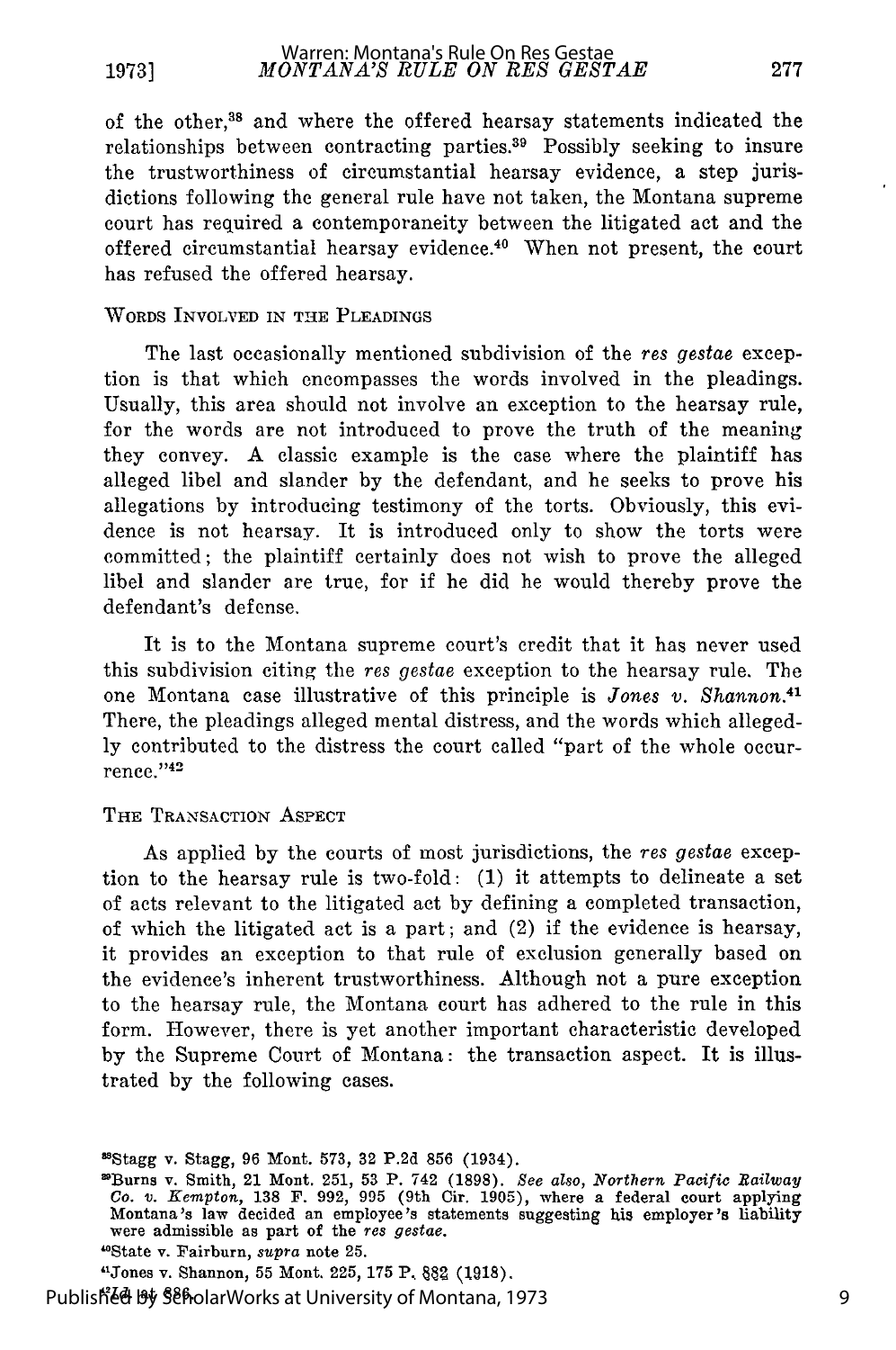of the other,[38] and where the offered hearsay statements indicated the relationships between contracting parties.[39] Possibly seeking to insure the trustworthiness of circumstantial hearsay evidence, a step jurisdictions following the general rule have not taken, the Montana supreme court has required a contemporaneity between the litigated act and the offered circumstantial hearsay evidence.[40] When not present, the court has refused the offered hearsay.

### WORDS INVOLVED IN THE PLEADINGS

The last occasionally mentioned subdivision of the *res gestae* exception is that which encompasses the words involved in the pleadings. Usually, this area should not involve an exception to the hearsay rule, for the words are not introduced to prove the truth of the meaning they convey. A classic example is the case where the plaintiff has alleged libel and slander by the defendant, and he seeks to prove his allegations by introducing testimony of the torts. Obviously, this evidence is not hearsay. It is introduced only to show the torts were committed; the plaintiff certainly does not wish to prove the alleged libel and slander are true, for if he did he would thereby prove the defendant's defense.

It is to the Montana supreme court's credit that it has never used this subdivision citing the *res gestae* exception to the hearsay rule. The one Montana case illustrative of this principle is *Jones v. Shannon*.[41] There, the pleadings alleged mental distress, and the words which allegedly contributed to the distress the court called "part of the whole occurrence."[42]

### THE TRANSACTION ASPECT

As applied by the courts of most jurisdictions, the *res gestae* exception to the hearsay rule is two-fold: (1) it attempts to delineate a set of acts relevant to the litigated act by defining a completed transaction, of which the litigated act is a part; and (2) if the evidence is hearsay, it provides an exception to that rule of exclusion generally based on the evidence's inherent trustworthiness. Although not a pure exception to the hearsay rule, the Montana court has adhered to the rule in this form. However, there is yet another important characteristic developed by the Supreme Court of Montana: the transaction aspect. It is illustrated by the following cases.

---

[38]Stagg v. Stagg, 96 Mont. 573, 32 P.2d 856 (1934).

[39]Burns v. Smith, 21 Mont. 251, 53 P. 742 (1898). *See also*, *Northern Pacific Railway Co. v. Kempton*, 138 F. 992, 995 (9th Cir. 1905), where a federal court applying Montana's law decided an employee's statements suggesting his employer's liability were admissible as part of the *res gestae*.

[40]State v. Fairburn, *supra* note 25.

[41]Jones v. Shannon, 55 Mont. 225, 175 P. 882 (1918).

[42]*Id.* at 886.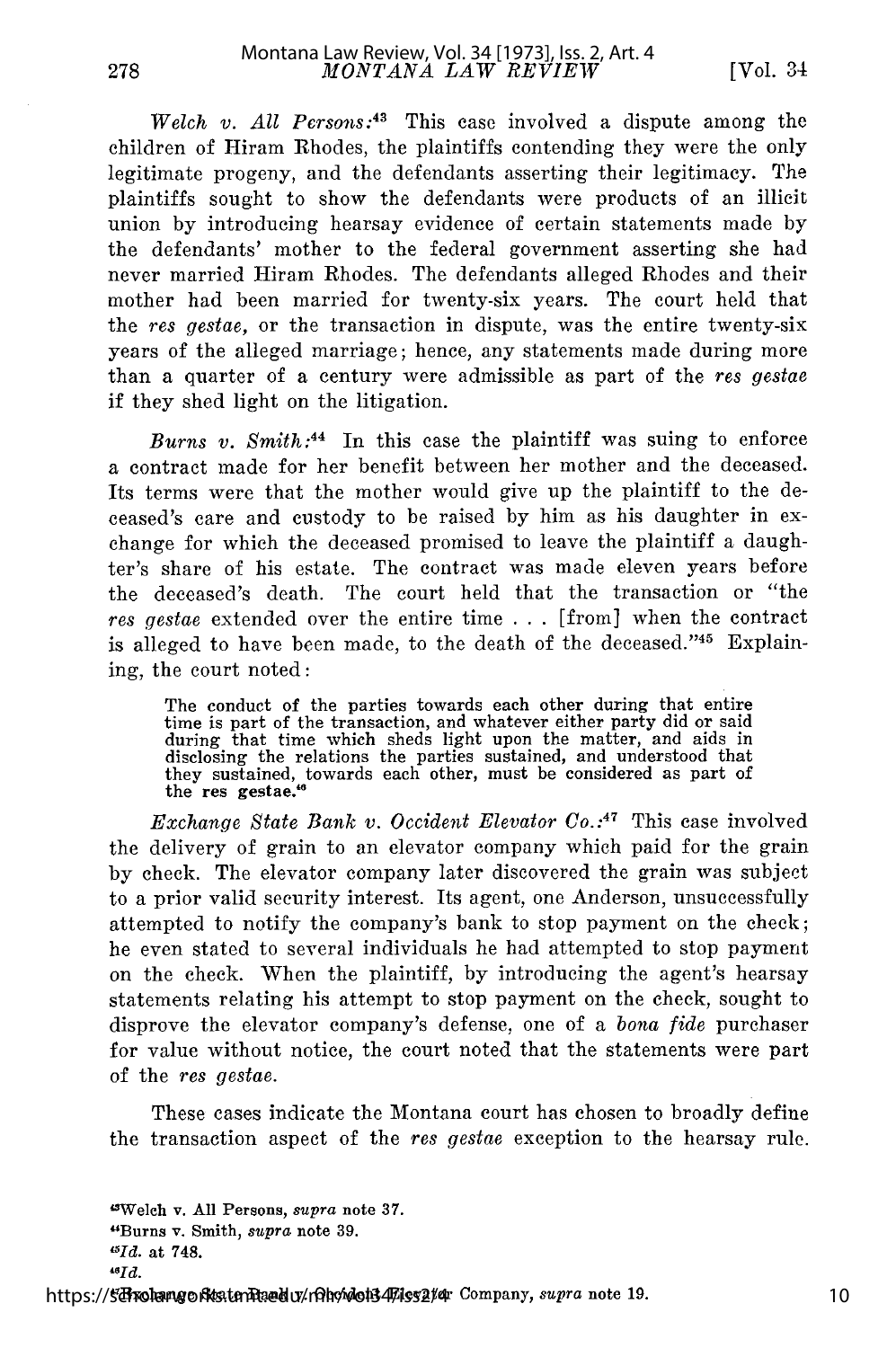*Welch v. All Persons:*[43] This case involved a dispute among the children of Hiram Rhodes, the plaintiffs contending they were the only legitimate progeny, and the defendants asserting their legitimacy. The plaintiffs sought to show the defendants were products of an illicit union by introducing hearsay evidence of certain statements made by the defendants' mother to the federal government asserting she had never married Hiram Rhodes. The defendants alleged Rhodes and their mother had been married for twenty-six years. The court held that the *res gestae*, or the transaction in dispute, was the entire twenty-six years of the alleged marriage; hence, any statements made during more than a quarter of a century were admissible as part of the *res gestae* if they shed light on the litigation.

*Burns v. Smith:*[44] In this case the plaintiff was suing to enforce a contract made for her benefit between her mother and the deceased. Its terms were that the mother would give up the plaintiff to the deceased's care and custody to be raised by him as his daughter in exchange for which the deceased promised to leave the plaintiff a daughter's share of his estate. The contract was made eleven years before the deceased's death. The court held that the transaction or "the *res gestae* extended over the entire time . . . [from] when the contract is alleged to have been made, to the death of the deceased."[45] Explaining, the court noted:

> The conduct of the parties towards each other during that entire time is part of the transaction, and whatever either party did or said during that time which sheds light upon the matter, and aids in disclosing the relations the parties sustained, and understood that they sustained, towards each other, must be considered as part of the res gestae.[46]

*Exchange State Bank v. Occident Elevator Co.:*[47] This case involved the delivery of grain to an elevator company which paid for the grain by check. The elevator company later discovered the grain was subject to a prior valid security interest. Its agent, one Anderson, unsuccessfully attempted to notify the company's bank to stop payment on the check; he even stated to several individuals he had attempted to stop payment on the check. When the plaintiff, by introducing the agent's hearsay statements relating his attempt to stop payment on the check, sought to disprove the elevator company's defense, one of a *bona fide* purchaser for value without notice, the court noted that the statements were part of the *res gestae*.

These cases indicate the Montana court has chosen to broadly define the transaction aspect of the *res gestae* exception to the hearsay rule.

---

[43]Welch v. All Persons, *supra* note 37.

[44]Burns v. Smith, *supra* note 39.

[45]*Id.* at 748.

[46]*Id.*

[47]Exchange State Bank v. Occident Elevator Company, *supra* note 19.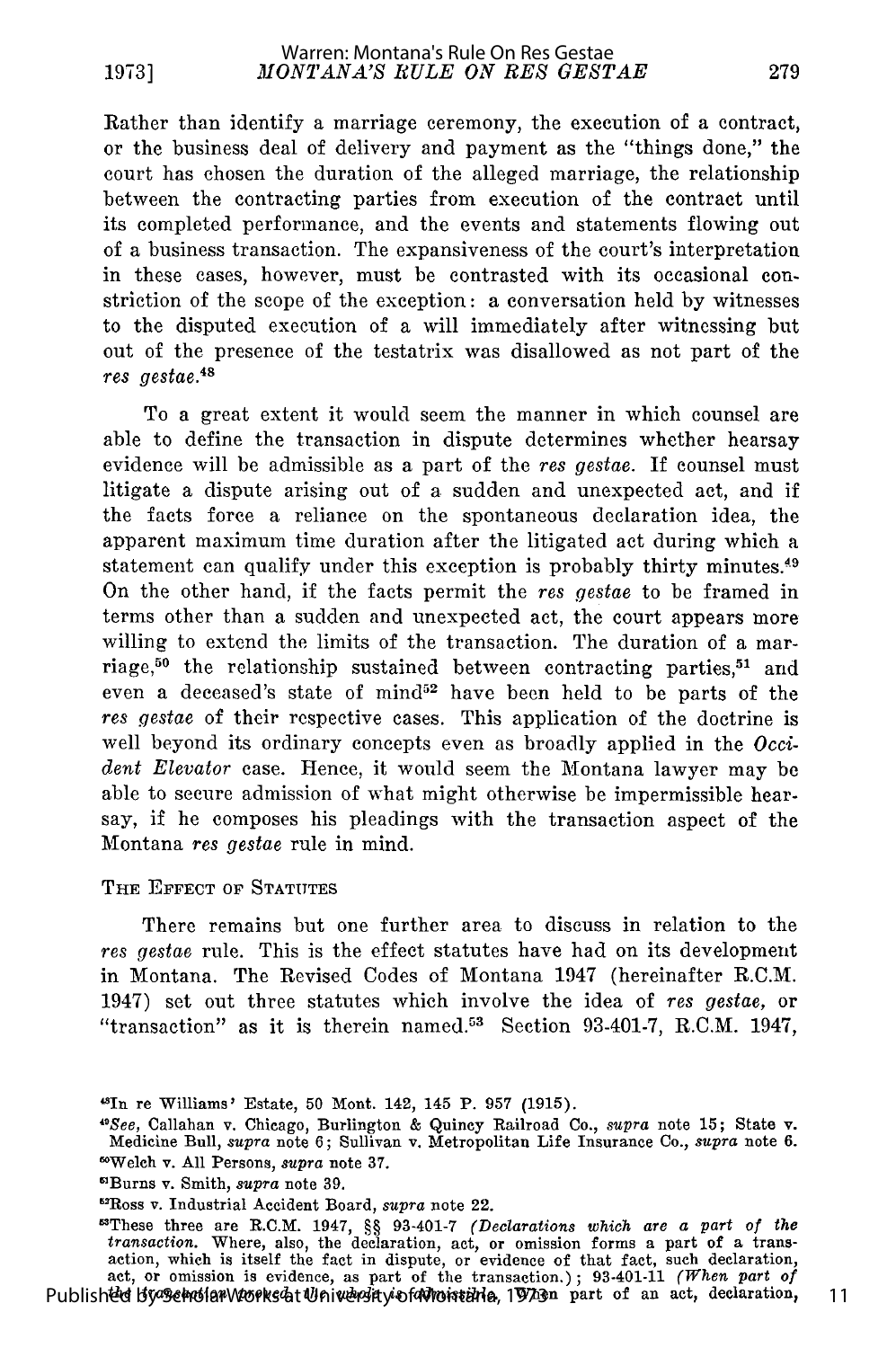Rather than identify a marriage ceremony, the execution of a contract, or the business deal of delivery and payment as the "things done," the court has chosen the duration of the alleged marriage, the relationship between the contracting parties from execution of the contract until its completed performance, and the events and statements flowing out of a business transaction. The expansiveness of the court's interpretation in these cases, however, must be contrasted with its occasional constriction of the scope of the exception: a conversation held by witnesses to the disputed execution of a will immediately after witnessing but out of the presence of the testatrix was disallowed as not part of the *res gestae*.[48]

To a great extent it would seem the manner in which counsel are able to define the transaction in dispute determines whether hearsay evidence will be admissible as a part of the *res gestae*. If counsel must litigate a dispute arising out of a sudden and unexpected act, and if the facts force a reliance on the spontaneous declaration idea, the apparent maximum time duration after the litigated act during which a statement can qualify under this exception is probably thirty minutes.[49] On the other hand, if the facts permit the *res gestae* to be framed in terms other than a sudden and unexpected act, the court appears more willing to extend the limits of the transaction. The duration of a marriage,[50] the relationship sustained between contracting parties,[51] and even a deceased's state of mind[52] have been held to be parts of the *res gestae* of their respective cases. This application of the doctrine is well beyond its ordinary concepts even as broadly applied in the *Occident Elevator* case. Hence, it would seem the Montana lawyer may be able to secure admission of what might otherwise be impermissible hearsay, if he composes his pleadings with the transaction aspect of the Montana *res gestae* rule in mind.

## THE EFFECT OF STATUTES

There remains but one further area to discuss in relation to the *res gestae* rule. This is the effect statutes have had on its development in Montana. The Revised Codes of Montana 1947 (hereinafter R.C.M. 1947) set out three statutes which involve the idea of *res gestae*, or "transaction" as it is therein named.[53] Section 93-401-7, R.C.M. 1947,

---

[48]In re Williams' Estate, 50 Mont. 142, 145 P. 957 (1915).

[49]*See*, Callahan v. Chicago, Burlington & Quincy Railroad Co., *supra* note 15; State v. Medicine Bull, *supra* note 6; Sullivan v. Metropolitan Life Insurance Co., *supra* note 6.

[50]Welch v. All Persons, *supra* note 37.

[51]Burns v. Smith, *supra* note 39.

[52]Ross v. Industrial Accident Board, *supra* note 22.

[53]These three are R.C.M. 1947, §§ 93-401-7 *(Declarations which are a part of the transaction.* Where, also, the declaration, act, or omission forms a part of a transaction, which is itself the fact in dispute, or evidence of that fact, such declaration, act, or omission is evidence, as part of the transaction.); 93-401-11 *(When part of the transaction is proved, the whole is admissible.* When part of an act, declaration,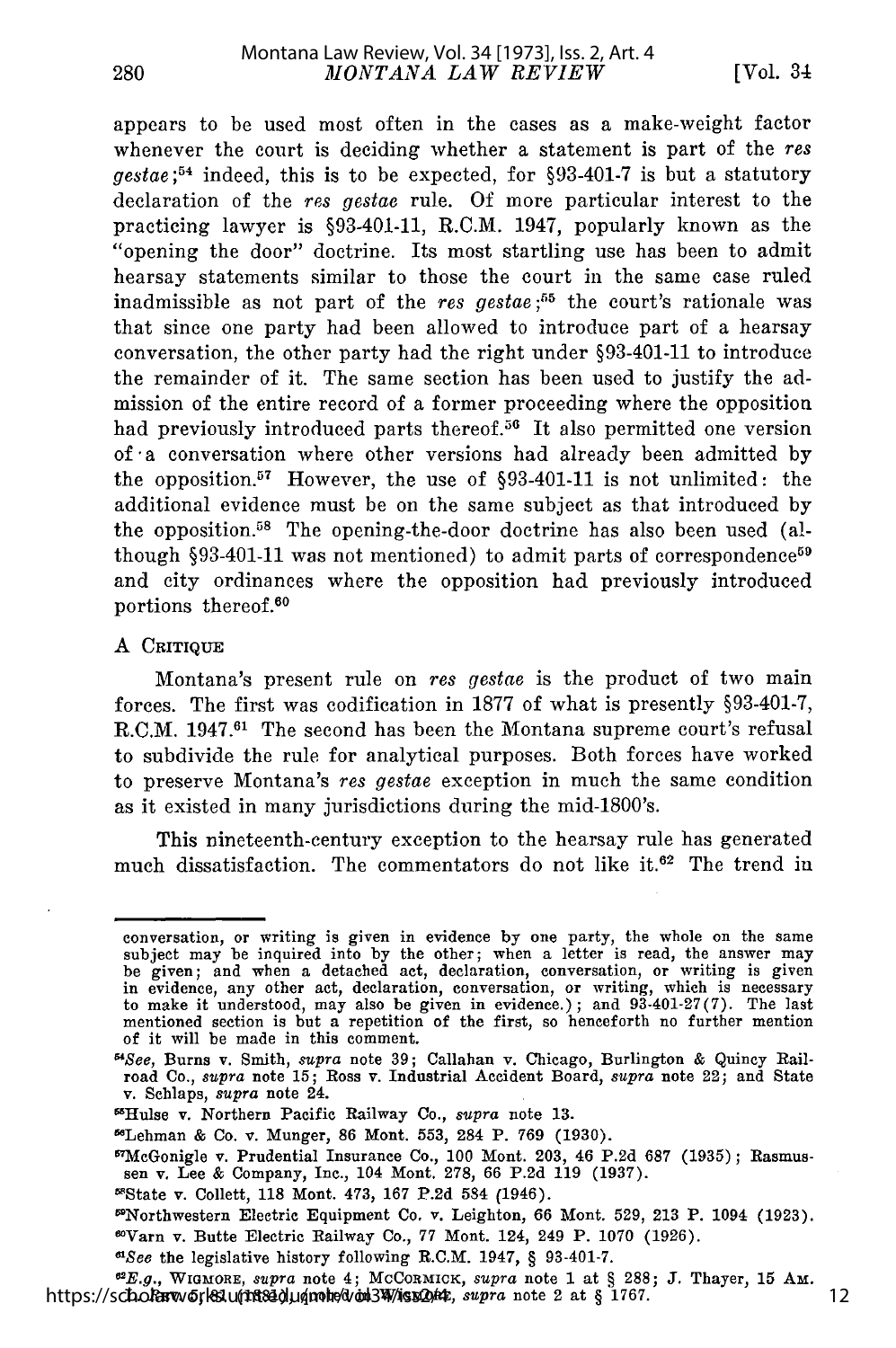appears to be used most often in the cases as a make-weight factor whenever the court is deciding whether a statement is part of the *res gestae*;[54] indeed, this is to be expected, for §93-401-7 is but a statutory declaration of the *res gestae* rule. Of more particular interest to the practicing lawyer is §93-401-11, R.C.M. 1947, popularly known as the "opening the door" doctrine. Its most startling use has been to admit hearsay statements similar to those the court in the same case ruled inadmissible as not part of the *res gestae*;[55] the court's rationale was that since one party had been allowed to introduce part of a hearsay conversation, the other party had the right under §93-401-11 to introduce the remainder of it. The same section has been used to justify the admission of the entire record of a former proceeding where the opposition had previously introduced parts thereof.[56] It also permitted one version of a conversation where other versions had already been admitted by the opposition.[57] However, the use of §93-401-11 is not unlimited: the additional evidence must be on the same subject as that introduced by the opposition.[58] The opening-the-door doctrine has also been used (although §93-401-11 was not mentioned) to admit parts of correspondence[59] and city ordinances where the opposition had previously introduced portions thereof.[60]

## A Critique

Montana's present rule on *res gestae* is the product of two main forces. The first was codification in 1877 of what is presently §93-401-7, R.C.M. 1947.[61] The second has been the Montana supreme court's refusal to subdivide the rule for analytical purposes. Both forces have worked to preserve Montana's *res gestae* exception in much the same condition as it existed in many jurisdictions during the mid-1800's.

This nineteenth-century exception to the hearsay rule has generated much dissatisfaction. The commentators do not like it.[62] The trend in

---

conversation, or writing is given in evidence by one party, the whole on the same subject may be inquired into by the other; when a letter is read, the answer may be given; and when a detached act, declaration, conversation, or writing is given in evidence, any other act, declaration, conversation, or writing, which is necessary to make it understood, may also be given in evidence.); and 93-401-27(7). The last mentioned section is but a repetition of the first, so henceforth no further mention of it will be made in this comment.

[54]*See*, Burns v. Smith, *supra* note 39; Callahan v. Chicago, Burlington & Quincy Railroad Co., *supra* note 15; Ross v. Industrial Accident Board, *supra* note 22; and State v. Schlaps, *supra* note 24.

[55]Hulse v. Northern Pacific Railway Co., *supra* note 13.

[56]Lehman & Co. v. Munger, 86 Mont. 553, 284 P. 769 (1930).

[57]McGonigle v. Prudential Insurance Co., 100 Mont. 203, 46 P.2d 687 (1935); Rasmussen v. Lee & Company, Inc., 104 Mont. 278, 66 P.2d 119 (1937).

[58]State v. Collett, 118 Mont. 473, 167 P.2d 584 (1946).

[59]Northwestern Electric Equipment Co. v. Leighton, 66 Mont. 529, 213 P. 1094 (1923).

[60]Varn v. Butte Electric Railway Co., 77 Mont. 124, 249 P. 1070 (1926).

[61]*See* the legislative history following R.C.M. 1947, § 93-401-7.

[62]*E.g.*, WIGMORE, *supra* note 4; MCCORMICK, *supra* note 1 at § 288; J. Thayer, 15 AM. L. REV. 1 (1881); JONES, *supra* note 2 at § 1767.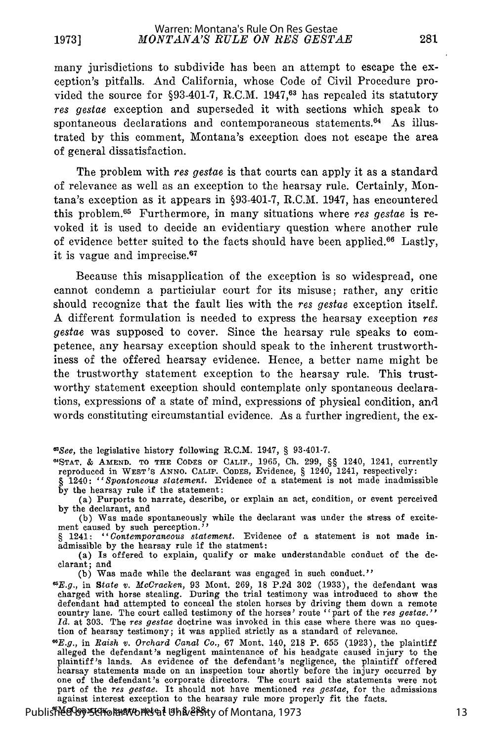many jurisdictions to subdivide has been an attempt to escape the exception's pitfalls. And California, whose Code of Civil Procedure provided the source for §93-401-7, R.C.M. 1947,[63] has repealed its statutory *res gestae* exception and superseded it with sections which speak to spontaneous declarations and contemporaneous statements.[64] As illustrated by this comment, Montana's exception does not escape the area of general dissatisfaction.

The problem with *res gestae* is that courts can apply it as a standard of relevance as well as an exception to the hearsay rule. Certainly, Montana's exception as it appears in §93-401-7, R.C.M. 1947, has encountered this problem.[65] Furthermore, in many situations where *res gestae* is revoked it is used to decide an evidentiary question where another rule of evidence better suited to the facts should have been applied.[66] Lastly, it is vague and imprecise.[67]

Because this misapplication of the exception is so widespread, one cannot condemn a particiular court for its misuse; rather, any critic should recognize that the fault lies with the *res gestae* exception itself. A different formulation is needed to express the hearsay exception *res gestae* was supposed to cover. Since the hearsay rule speaks to competence, any hearsay exception should speak to the inherent trustworthiness of the offered hearsay evidence. Hence, a better name might be the trustworthy statement exception to the hearsay rule. This trustworthy statement exception should contemplate only spontaneous declarations, expressions of a state of mind, expressions of physical condition, and words constituting circumstantial evidence. As a further ingredient, the ex-

---

[63]*See*, the legislative history following R.C.M. 1947, § 93-401-7.

[64]STAT. & AMEND. TO THE CODES OF CALIF., 1965, Ch. 299, §§ 1240, 1241, currently reproduced in WEST'S ANNO. CALIF. CODES, Evidence, § 1240, 1241, respectively:
§ 1240: "*Spontoneous statement.* Evidence of a statement is not made inadmissible by the hearsay rule if the statement:
(a) Purports to narrate, describe, or explain an act, condition, or event perceived by the declarant, and
(b) Was made spontaneously while the declarant was under the stress of excitement caused by such perception."
§ 1241: "*Contemporaneous statement.* Evidence of a statement is not made inadmissible by the hearsay rule if the statment:
(a) Is offered to explain, qualify or make understandable conduct of the declarant; and
(b) Was made while the declarant was engaged in such conduct."

[65]*E.g.*, in *State v. McCracken*, 93 Mont. 269, 18 P.2d 302 (1933), the defendant was charged with horse stealing. During the trial testimony was introduced to show the defendant had attempted to conceal the stolen horses by driving them down a remote country lane. The court called testimony of the horses' route "part of the *res gestae.*" *Id.* at 303. The *res gestae* doctrine was invoked in this case where there was no question of hearsay testimony; it was applied strictly as a standard of relevance.

[66]*E.g.*, in *Raish v. Orchard Canal Co.*, 67 Mont. 140, 218 P. 655 (1923), the plaintiff alleged the defendant's negligent maintenance of his headgate caused injury to the plaintiff's lands. As evidence of the defendant's negligence, the plaintiff offered hearsay statements made on an inspection tour shortly before the injury occurred by one of the defendant's corporate directors. The court said the statements were not part of the *res gestae*. It should not have mentioned *res gestae*, for the admissions against interest exception to the hearsay rule more properly fit the facts.

[67]McCormick, *supra* note 1 at § 288.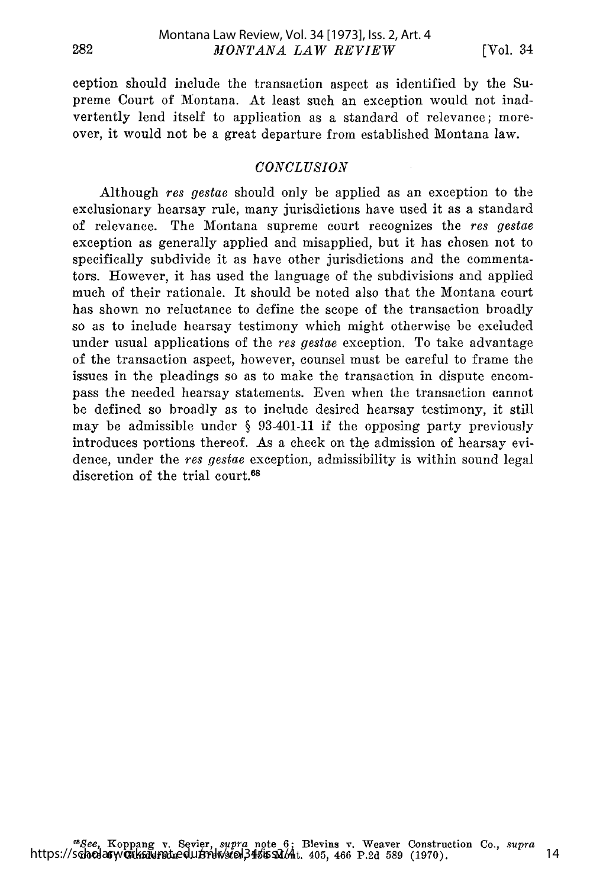ception should include the transaction aspect as identified by the Supreme Court of Montana. At least such an exception would not inadvertently lend itself to application as a standard of relevance; moreover, it would not be a great departure from established Montana law.

## *CONCLUSION*

Although *res gestae* should only be applied as an exception to the exclusionary hearsay rule, many jurisdictions have used it as a standard of relevance. The Montana supreme court recognizes the *res gestae* exception as generally applied and misapplied, but it has chosen not to specifically subdivide it as have other jurisdictions and the commentators. However, it has used the language of the subdivisions and applied much of their rationale. It should be noted also that the Montana court has shown no reluctance to define the scope of the transaction broadly so as to include hearsay testimony which might otherwise be excluded under usual applications of the *res gestae* exception. To take advantage of the transaction aspect, however, counsel must be careful to frame the issues in the pleadings so as to make the transaction in dispute encompass the needed hearsay statements. Even when the transaction cannot be defined so broadly as to include desired hearsay testimony, it still may be admissible under § 93-401-11 if the opposing party previously introduces portions thereof. As a check on the admission of hearsay evidence, under the *res gestae* exception, admissibility is within sound legal discretion of the trial court.[68]

---

[68] *See*, Koppang v. Sevier, *supra* note 6; Blevins v. Weaver Construction Co., *supra* note 6; Gunderson v. Brewster, 154 Mont. 405, 466 P.2d 589 (1970).